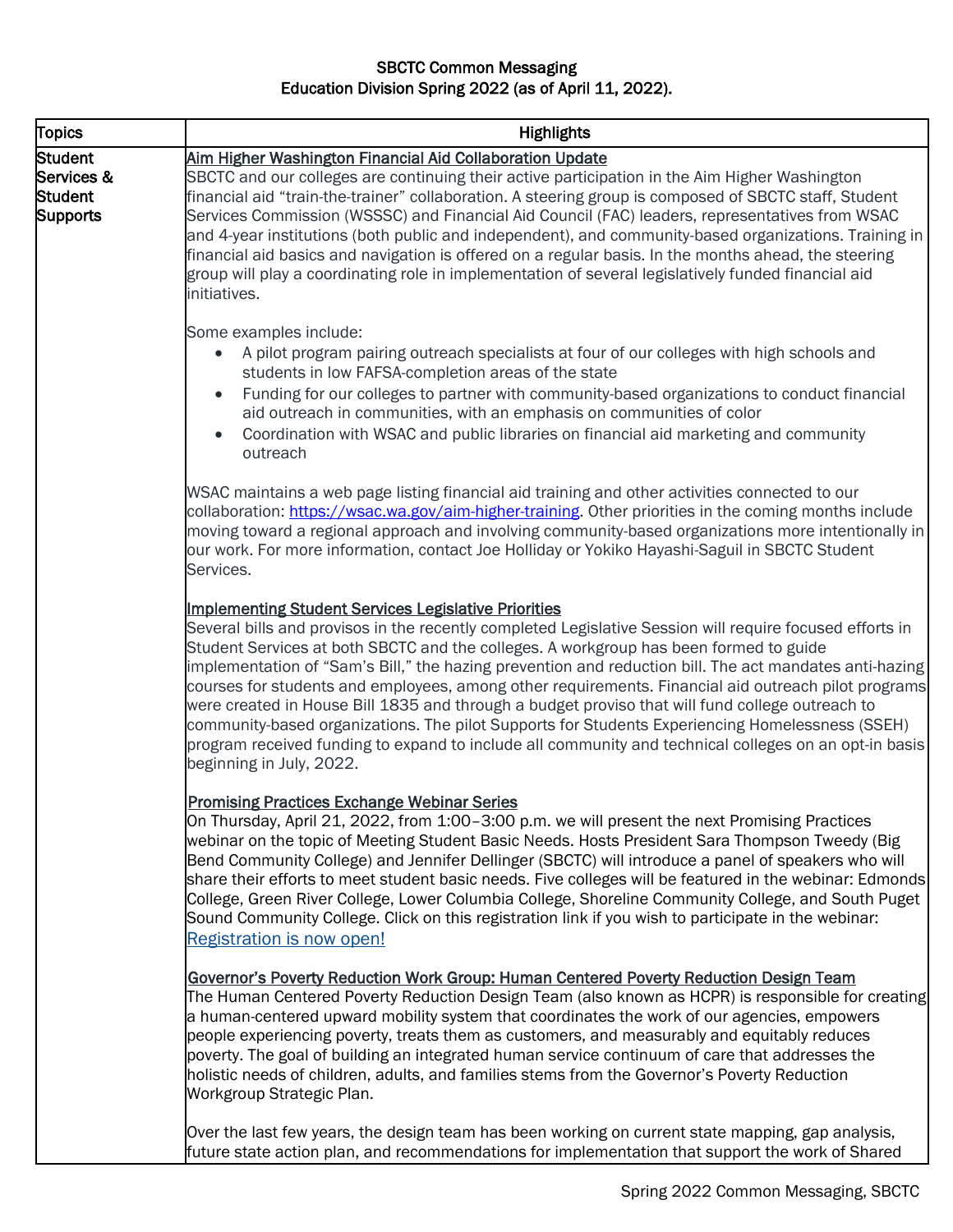# SBCTC Common Messaging
## Education Division Spring 2022 (as of April 11, 2022).

| Topics | Highlights |
|---|---|
| **Student Services & Student Supports** | **Aim Higher Washington Financial Aid Collaboration Update**<br>SBCTC and our colleges are continuing their active participation in the Aim Higher Washington financial aid "train-the-trainer" collaboration. A steering group is composed of SBCTC staff, Student Services Commission (WSSSC) and Financial Aid Council (FAC) leaders, representatives from WSAC and 4-year institutions (both public and independent), and community-based organizations. Training in financial aid basics and navigation is offered on a regular basis. In the months ahead, the steering group will play a coordinating role in implementation of several legislatively funded financial aid initiatives.<br><br>Some examples include:<br>• A pilot program pairing outreach specialists at four of our colleges with high schools and students in low FAFSA-completion areas of the state<br>• Funding for our colleges to partner with community-based organizations to conduct financial aid outreach in communities, with an emphasis on communities of color<br>• Coordination with WSAC and public libraries on financial aid marketing and community outreach<br><br>WSAC maintains a web page listing financial aid training and other activities connected to our collaboration: https://wsac.wa.gov/aim-higher-training. Other priorities in the coming months include moving toward a regional approach and involving community-based organizations more intentionally in our work. For more information, contact Joe Holliday or Yokiko Hayashi-Saguil in SBCTC Student Services.<br><br>**Implementing Student Services Legislative Priorities**<br>Several bills and provisos in the recently completed Legislative Session will require focused efforts in Student Services at both SBCTC and the colleges. A workgroup has been formed to guide implementation of "Sam's Bill," the hazing prevention and reduction bill. The act mandates anti-hazing courses for students and employees, among other requirements. Financial aid outreach pilot programs were created in House Bill 1835 and through a budget proviso that will fund college outreach to community-based organizations. The pilot Supports for Students Experiencing Homelessness (SSEH) program received funding to expand to include all community and technical colleges on an opt-in basis beginning in July, 2022.<br><br>**Promising Practices Exchange Webinar Series**<br>On Thursday, April 21, 2022, from 1:00–3:00 p.m. we will present the next Promising Practices webinar on the topic of Meeting Student Basic Needs. Hosts President Sara Thompson Tweedy (Big Bend Community College) and Jennifer Dellinger (SBCTC) will introduce a panel of speakers who will share their efforts to meet student basic needs. Five colleges will be featured in the webinar: Edmonds College, Green River College, Lower Columbia College, Shoreline Community College, and South Puget Sound Community College. Click on this registration link if you wish to participate in the webinar: Registration is now open!<br><br>**Governor's Poverty Reduction Work Group: Human Centered Poverty Reduction Design Team**<br>The Human Centered Poverty Reduction Design Team (also known as HCPR) is responsible for creating a human-centered upward mobility system that coordinates the work of our agencies, empowers people experiencing poverty, treats them as customers, and measurably and equitably reduces poverty. The goal of building an integrated human service continuum of care that addresses the holistic needs of children, adults, and families stems from the Governor's Poverty Reduction Workgroup Strategic Plan.<br><br>Over the last few years, the design team has been working on current state mapping, gap analysis, future state action plan, and recommendations for implementation that support the work of Shared |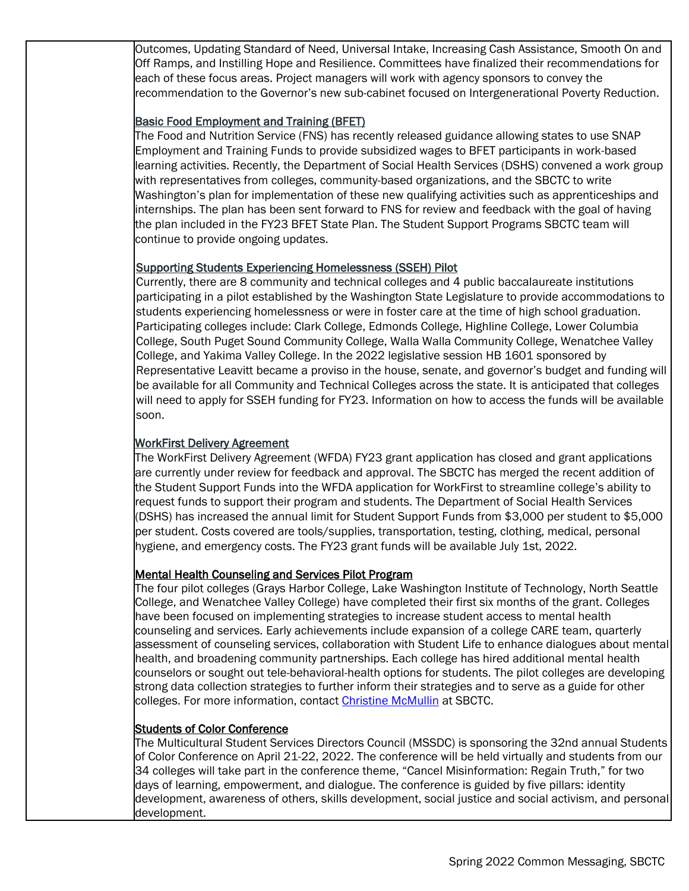Outcomes, Updating Standard of Need, Universal Intake, Increasing Cash Assistance, Smooth On and Off Ramps, and Instilling Hope and Resilience. Committees have finalized their recommendations for each of these focus areas. Project managers will work with agency sponsors to convey the recommendation to the Governor's new sub-cabinet focused on Intergenerational Poverty Reduction.

Basic Food Employment and Training (BFET)

The Food and Nutrition Service (FNS) has recently released guidance allowing states to use SNAP Employment and Training Funds to provide subsidized wages to BFET participants in work-based learning activities. Recently, the Department of Social Health Services (DSHS) convened a work group with representatives from colleges, community-based organizations, and the SBCTC to write Washington's plan for implementation of these new qualifying activities such as apprenticeships and internships. The plan has been sent forward to FNS for review and feedback with the goal of having the plan included in the FY23 BFET State Plan. The Student Support Programs SBCTC team will continue to provide ongoing updates.

Supporting Students Experiencing Homelessness (SSEH) Pilot

Currently, there are 8 community and technical colleges and 4 public baccalaureate institutions participating in a pilot established by the Washington State Legislature to provide accommodations to students experiencing homelessness or were in foster care at the time of high school graduation. Participating colleges include: Clark College, Edmonds College, Highline College, Lower Columbia College, South Puget Sound Community College, Walla Walla Community College, Wenatchee Valley College, and Yakima Valley College. In the 2022 legislative session HB 1601 sponsored by Representative Leavitt became a proviso in the house, senate, and governor's budget and funding will be available for all Community and Technical Colleges across the state. It is anticipated that colleges will need to apply for SSEH funding for FY23. Information on how to access the funds will be available soon.

WorkFirst Delivery Agreement

The WorkFirst Delivery Agreement (WFDA) FY23 grant application has closed and grant applications are currently under review for feedback and approval. The SBCTC has merged the recent addition of the Student Support Funds into the WFDA application for WorkFirst to streamline college's ability to request funds to support their program and students. The Department of Social Health Services (DSHS) has increased the annual limit for Student Support Funds from $3,000 per student to $5,000 per student. Costs covered are tools/supplies, transportation, testing, clothing, medical, personal hygiene, and emergency costs. The FY23 grant funds will be available July 1st, 2022.

Mental Health Counseling and Services Pilot Program

The four pilot colleges (Grays Harbor College, Lake Washington Institute of Technology, North Seattle College, and Wenatchee Valley College) have completed their first six months of the grant. Colleges have been focused on implementing strategies to increase student access to mental health counseling and services. Early achievements include expansion of a college CARE team, quarterly assessment of counseling services, collaboration with Student Life to enhance dialogues about mental health, and broadening community partnerships. Each college has hired additional mental health counselors or sought out tele-behavioral-health options for students. The pilot colleges are developing strong data collection strategies to further inform their strategies and to serve as a guide for other colleges. For more information, contact Christine McMullin at SBCTC.

Students of Color Conference

The Multicultural Student Services Directors Council (MSSDC) is sponsoring the 32nd annual Students of Color Conference on April 21-22, 2022. The conference will be held virtually and students from our 34 colleges will take part in the conference theme, "Cancel Misinformation: Regain Truth," for two days of learning, empowerment, and dialogue. The conference is guided by five pillars: identity development, awareness of others, skills development, social justice and social activism, and personal development.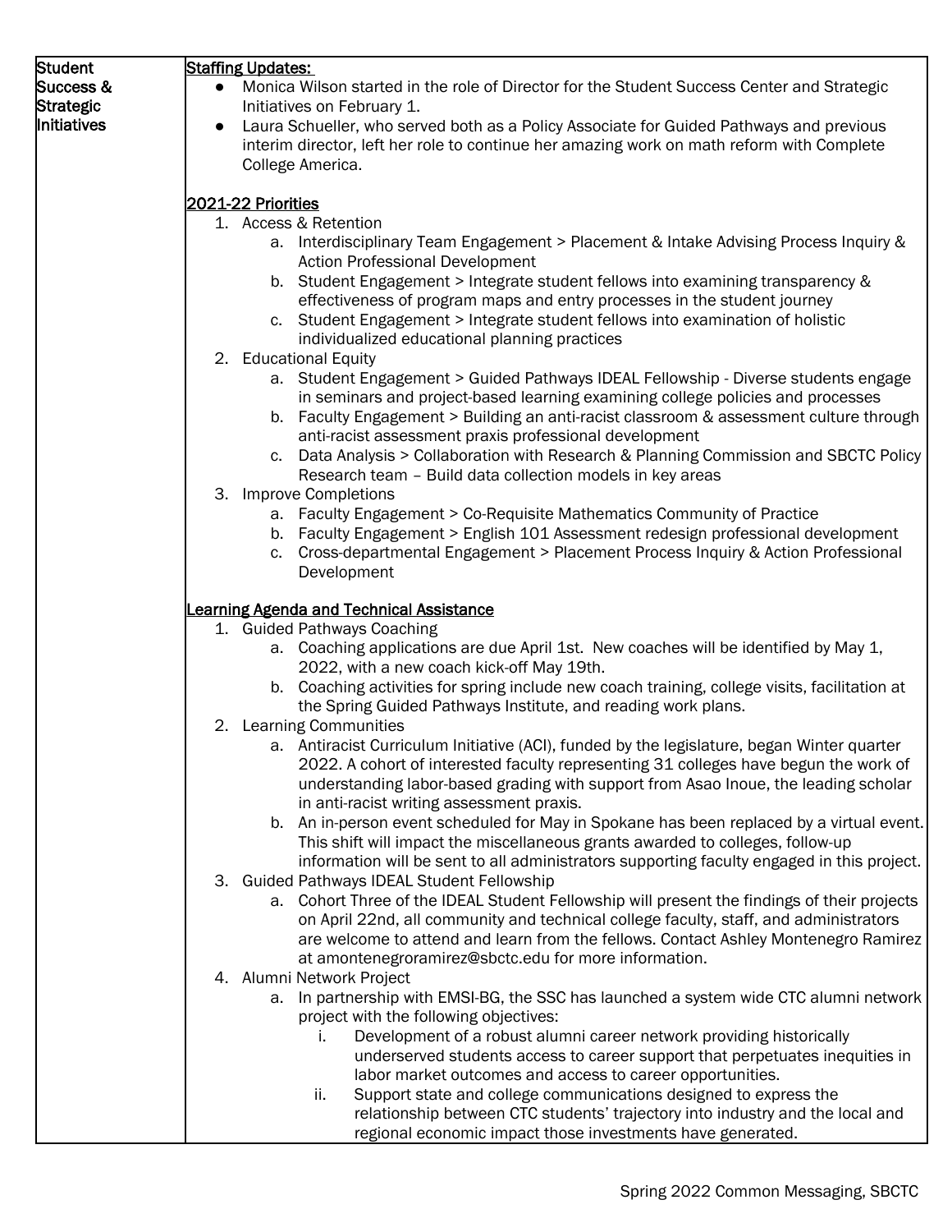| Student Success & Strategic Initiatives | **Staffing Updates:**<br>● Monica Wilson started in the role of Director for the Student Success Center and Strategic Initiatives on February 1.<br>● Laura Schueller, who served both as a Policy Associate for Guided Pathways and previous interim director, left her role to continue her amazing work on math reform with Complete College America.<br><br>**2021-22 Priorities**<br>1. Access & Retention<br>a. Interdisciplinary Team Engagement > Placement & Intake Advising Process Inquiry & Action Professional Development<br>b. Student Engagement > Integrate student fellows into examining transparency & effectiveness of program maps and entry processes in the student journey<br>c. Student Engagement > Integrate student fellows into examination of holistic individualized educational planning practices<br>2. Educational Equity<br>a. Student Engagement > Guided Pathways IDEAL Fellowship - Diverse students engage in seminars and project-based learning examining college policies and processes<br>b. Faculty Engagement > Building an anti-racist classroom & assessment culture through anti-racist assessment praxis professional development<br>c. Data Analysis > Collaboration with Research & Planning Commission and SBCTC Policy Research team – Build data collection models in key areas<br>3. Improve Completions<br>a. Faculty Engagement > Co-Requisite Mathematics Community of Practice<br>b. Faculty Engagement > English 101 Assessment redesign professional development<br>c. Cross-departmental Engagement > Placement Process Inquiry & Action Professional Development<br><br>**Learning Agenda and Technical Assistance**<br>1. Guided Pathways Coaching<br>a. Coaching applications are due April 1st. New coaches will be identified by May 1, 2022, with a new coach kick-off May 19th.<br>b. Coaching activities for spring include new coach training, college visits, facilitation at the Spring Guided Pathways Institute, and reading work plans.<br>2. Learning Communities<br>a. Antiracist Curriculum Initiative (ACI), funded by the legislature, began Winter quarter 2022. A cohort of interested faculty representing 31 colleges have begun the work of understanding labor-based grading with support from Asao Inoue, the leading scholar in anti-racist writing assessment praxis.<br>b. An in-person event scheduled for May in Spokane has been replaced by a virtual event. This shift will impact the miscellaneous grants awarded to colleges, follow-up information will be sent to all administrators supporting faculty engaged in this project.<br>3. Guided Pathways IDEAL Student Fellowship<br>a. Cohort Three of the IDEAL Student Fellowship will present the findings of their projects on April 22nd, all community and technical college faculty, staff, and administrators are welcome to attend and learn from the fellows. Contact Ashley Montenegro Ramirez at amontenegroramirez@sbctc.edu for more information.<br>4. Alumni Network Project<br>a. In partnership with EMSI-BG, the SSC has launched a system wide CTC alumni network project with the following objectives:<br>i. Development of a robust alumni career network providing historically underserved students access to career support that perpetuates inequities in labor market outcomes and access to career opportunities.<br>ii. Support state and college communications designed to express the relationship between CTC students' trajectory into industry and the local and regional economic impact those investments have generated. |
|---|---|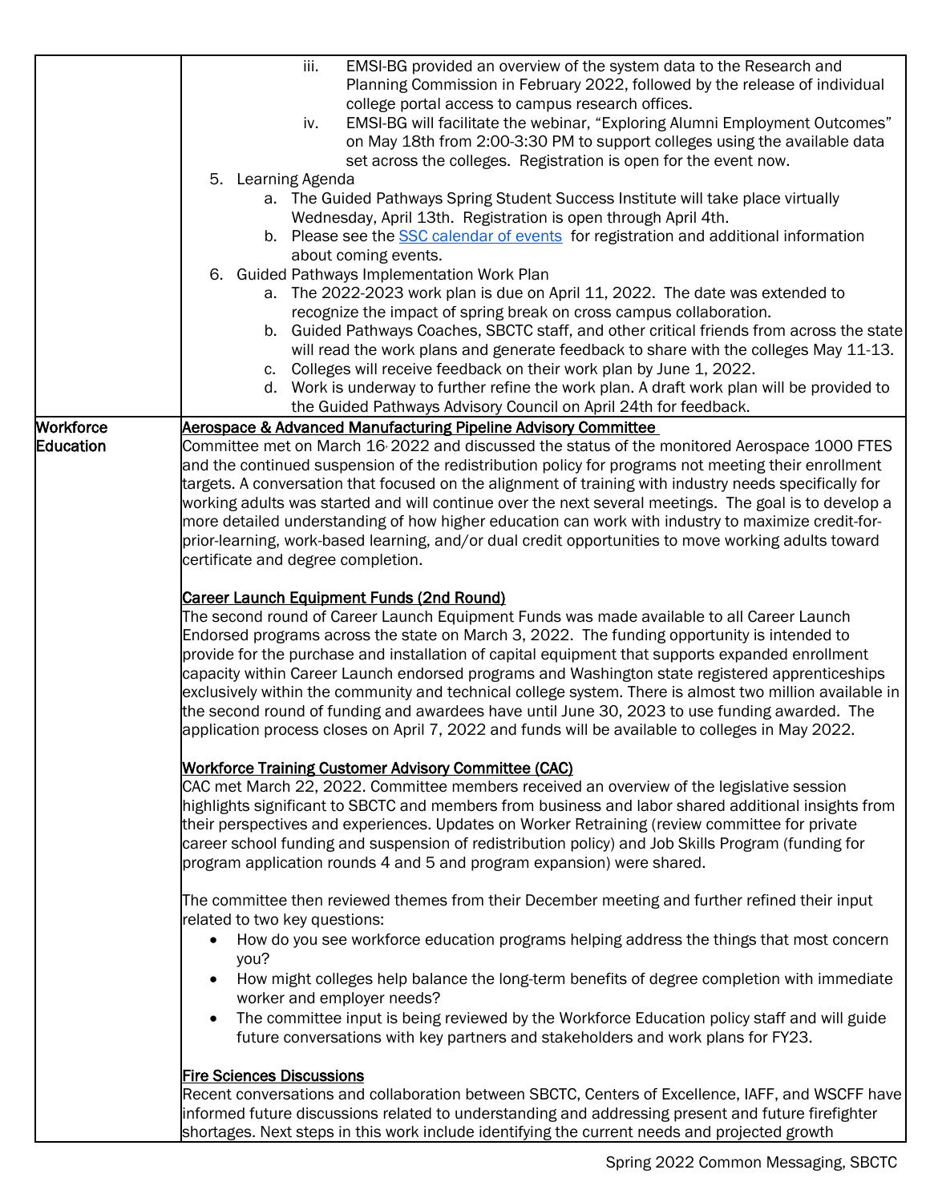| | |
|---|---|
| | iii. EMSI-BG provided an overview of the system data to the Research and Planning Commission in February 2022, followed by the release of individual college portal access to campus research offices.<br>iv. EMSI-BG will facilitate the webinar, "Exploring Alumni Employment Outcomes" on May 18th from 2:00-3:30 PM to support colleges using the available data set across the colleges. Registration is open for the event now.<br>5. Learning Agenda<br>a. The Guided Pathways Spring Student Success Institute will take place virtually Wednesday, April 13th. Registration is open through April 4th.<br>b. Please see the [SSC calendar of events]() for registration and additional information about coming events.<br>6. Guided Pathways Implementation Work Plan<br>a. The 2022-2023 work plan is due on April 11, 2022. The date was extended to recognize the impact of spring break on cross campus collaboration.<br>b. Guided Pathways Coaches, SBCTC staff, and other critical friends from across the state will read the work plans and generate feedback to share with the colleges May 11-13.<br>c. Colleges will receive feedback on their work plan by June 1, 2022.<br>d. Work is underway to further refine the work plan. A draft work plan will be provided to the Guided Pathways Advisory Council on April 24th for feedback. |
| **Workforce Education** | **Aerospace & Advanced Manufacturing Pipeline Advisory Committee**<br>Committee met on March 16, 2022 and discussed the status of the monitored Aerospace 1000 FTES and the continued suspension of the redistribution policy for programs not meeting their enrollment targets. A conversation that focused on the alignment of training with industry needs specifically for working adults was started and will continue over the next several meetings. The goal is to develop a more detailed understanding of how higher education can work with industry to maximize credit-for-prior-learning, work-based learning, and/or dual credit opportunities to move working adults toward certificate and degree completion.<br><br>**Career Launch Equipment Funds (2nd Round)**<br>The second round of Career Launch Equipment Funds was made available to all Career Launch Endorsed programs across the state on March 3, 2022. The funding opportunity is intended to provide for the purchase and installation of capital equipment that supports expanded enrollment capacity within Career Launch endorsed programs and Washington state registered apprenticeships exclusively within the community and technical college system. There is almost two million available in the second round of funding and awardees have until June 30, 2023 to use funding awarded. The application process closes on April 7, 2022 and funds will be available to colleges in May 2022.<br><br>**Workforce Training Customer Advisory Committee (CAC)**<br>CAC met March 22, 2022. Committee members received an overview of the legislative session highlights significant to SBCTC and members from business and labor shared additional insights from their perspectives and experiences. Updates on Worker Retraining (review committee for private career school funding and suspension of redistribution policy) and Job Skills Program (funding for program application rounds 4 and 5 and program expansion) were shared.<br><br>The committee then reviewed themes from their December meeting and further refined their input related to two key questions:<br>• How do you see workforce education programs helping address the things that most concern you?<br>• How might colleges help balance the long-term benefits of degree completion with immediate worker and employer needs?<br>• The committee input is being reviewed by the Workforce Education policy staff and will guide future conversations with key partners and stakeholders and work plans for FY23.<br><br>**Fire Sciences Discussions**<br>Recent conversations and collaboration between SBCTC, Centers of Excellence, IAFF, and WSCFF have informed future discussions related to understanding and addressing present and future firefighter shortages. Next steps in this work include identifying the current needs and projected growth |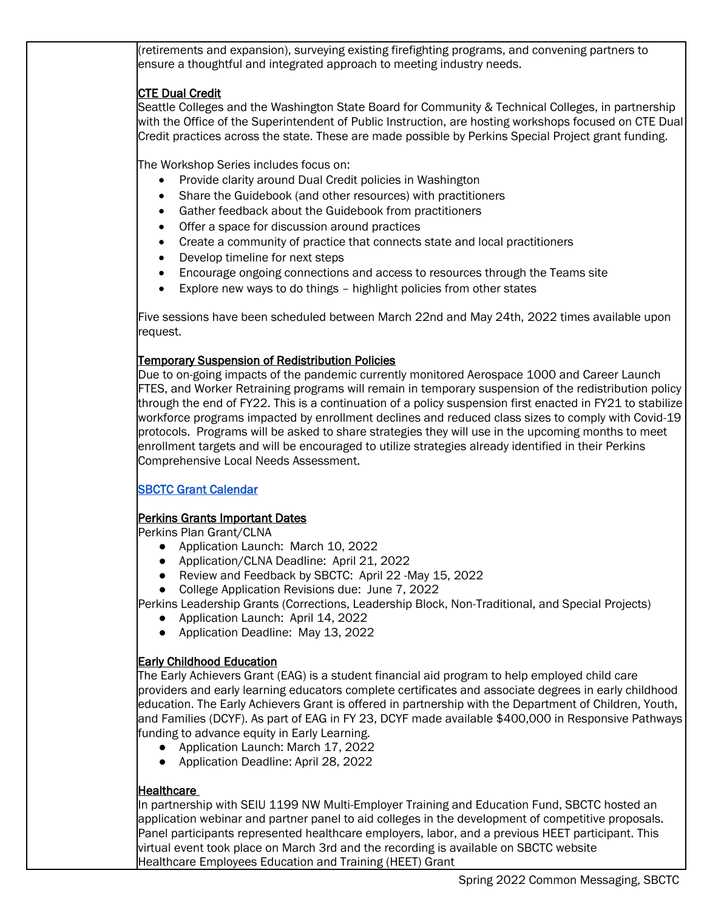(retirements and expansion), surveying existing firefighting programs, and convening partners to ensure a thoughtful and integrated approach to meeting industry needs.

**CTE Dual Credit**

Seattle Colleges and the Washington State Board for Community & Technical Colleges, in partnership with the Office of the Superintendent of Public Instruction, are hosting workshops focused on CTE Dual Credit practices across the state. These are made possible by Perkins Special Project grant funding.

The Workshop Series includes focus on:

- Provide clarity around Dual Credit policies in Washington
- Share the Guidebook (and other resources) with practitioners
- Gather feedback about the Guidebook from practitioners
- Offer a space for discussion around practices
- Create a community of practice that connects state and local practitioners
- Develop timeline for next steps
- Encourage ongoing connections and access to resources through the Teams site
- Explore new ways to do things – highlight policies from other states

Five sessions have been scheduled between March 22nd and May 24th, 2022 times available upon request.

**Temporary Suspension of Redistribution Policies**

Due to on-going impacts of the pandemic currently monitored Aerospace 1000 and Career Launch FTES, and Worker Retraining programs will remain in temporary suspension of the redistribution policy through the end of FY22. This is a continuation of a policy suspension first enacted in FY21 to stabilize workforce programs impacted by enrollment declines and reduced class sizes to comply with Covid-19 protocols. Programs will be asked to share strategies they will use in the upcoming months to meet enrollment targets and will be encouraged to utilize strategies already identified in their Perkins Comprehensive Local Needs Assessment.

SBCTC Grant Calendar

**Perkins Grants Important Dates**

Perkins Plan Grant/CLNA

- Application Launch: March 10, 2022
- Application/CLNA Deadline: April 21, 2022
- Review and Feedback by SBCTC: April 22 -May 15, 2022
- College Application Revisions due: June 7, 2022

Perkins Leadership Grants (Corrections, Leadership Block, Non-Traditional, and Special Projects)

- Application Launch: April 14, 2022
- Application Deadline: May 13, 2022

**Early Childhood Education**

The Early Achievers Grant (EAG) is a student financial aid program to help employed child care providers and early learning educators complete certificates and associate degrees in early childhood education. The Early Achievers Grant is offered in partnership with the Department of Children, Youth, and Families (DCYF). As part of EAG in FY 23, DCYF made available $400,000 in Responsive Pathways funding to advance equity in Early Learning.

- Application Launch: March 17, 2022
- Application Deadline: April 28, 2022

**Healthcare**

In partnership with SEIU 1199 NW Multi-Employer Training and Education Fund, SBCTC hosted an application webinar and partner panel to aid colleges in the development of competitive proposals. Panel participants represented healthcare employers, labor, and a previous HEET participant. This virtual event took place on March 3rd and the recording is available on SBCTC website Healthcare Employees Education and Training (HEET) Grant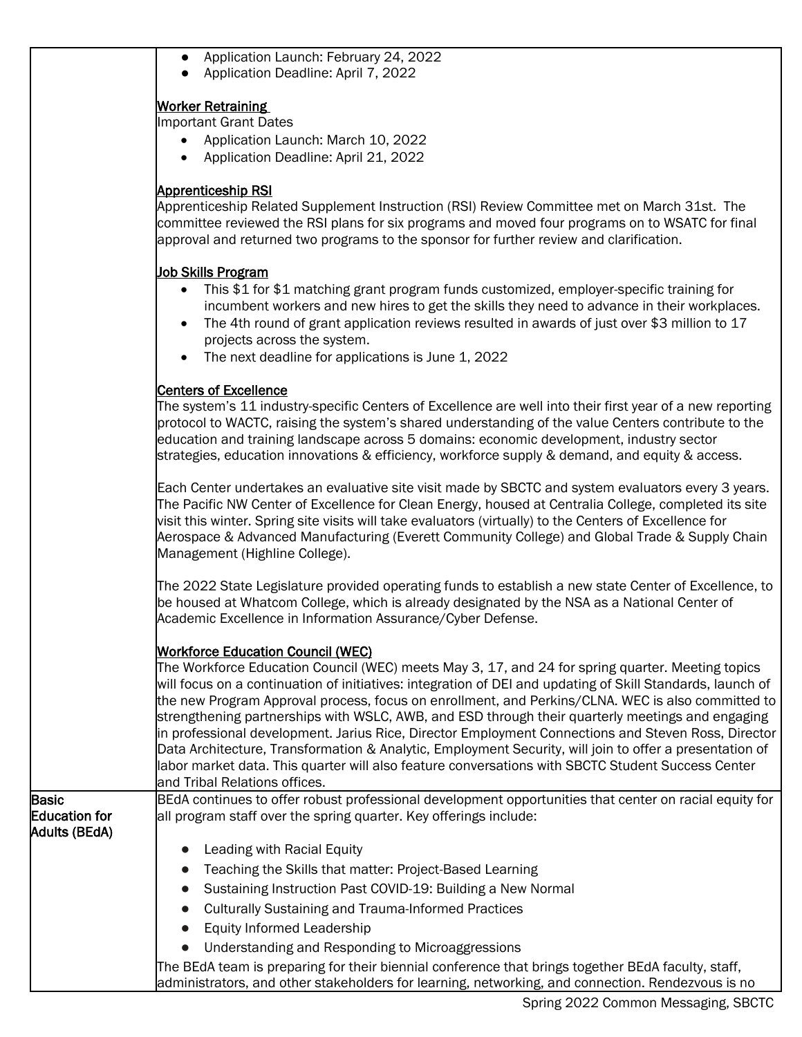| | |
|---|---|
| | ● Application Launch: February 24, 2022<br>● Application Deadline: April 7, 2022<br><br>**Worker Retraining**<br>Important Grant Dates<br>• Application Launch: March 10, 2022<br>• Application Deadline: April 21, 2022<br><br>**Apprenticeship RSI**<br>Apprenticeship Related Supplement Instruction (RSI) Review Committee met on March 31st. The committee reviewed the RSI plans for six programs and moved four programs on to WSATC for final approval and returned two programs to the sponsor for further review and clarification.<br><br>**Job Skills Program**<br>• This $1 for $1 matching grant program funds customized, employer-specific training for incumbent workers and new hires to get the skills they need to advance in their workplaces.<br>• The 4th round of grant application reviews resulted in awards of just over $3 million to 17 projects across the system.<br>• The next deadline for applications is June 1, 2022<br><br>**Centers of Excellence**<br>The system's 11 industry-specific Centers of Excellence are well into their first year of a new reporting protocol to WACTC, raising the system's shared understanding of the value Centers contribute to the education and training landscape across 5 domains: economic development, industry sector strategies, education innovations & efficiency, workforce supply & demand, and equity & access.<br><br>Each Center undertakes an evaluative site visit made by SBCTC and system evaluators every 3 years. The Pacific NW Center of Excellence for Clean Energy, housed at Centralia College, completed its site visit this winter. Spring site visits will take evaluators (virtually) to the Centers of Excellence for Aerospace & Advanced Manufacturing (Everett Community College) and Global Trade & Supply Chain Management (Highline College).<br><br>The 2022 State Legislature provided operating funds to establish a new state Center of Excellence, to be housed at Whatcom College, which is already designated by the NSA as a National Center of Academic Excellence in Information Assurance/Cyber Defense.<br><br>**Workforce Education Council (WEC)**<br>The Workforce Education Council (WEC) meets May 3, 17, and 24 for spring quarter. Meeting topics will focus on a continuation of initiatives: integration of DEI and updating of Skill Standards, launch of the new Program Approval process, focus on enrollment, and Perkins/CLNA. WEC is also committed to strengthening partnerships with WSLC, AWB, and ESD through their quarterly meetings and engaging in professional development. Jarius Rice, Director Employment Connections and Steven Ross, Director Data Architecture, Transformation & Analytic, Employment Security, will join to offer a presentation of labor market data. This quarter will also feature conversations with SBCTC Student Success Center and Tribal Relations offices. |
| **Basic Education for Adults (BEdA)** | BEdA continues to offer robust professional development opportunities that center on racial equity for all program staff over the spring quarter. Key offerings include:<br><br>● Leading with Racial Equity<br>● Teaching the Skills that matter: Project-Based Learning<br>● Sustaining Instruction Past COVID-19: Building a New Normal<br>● Culturally Sustaining and Trauma-Informed Practices<br>● Equity Informed Leadership<br>● Understanding and Responding to Microaggressions<br><br>The BEdA team is preparing for their biennial conference that brings together BEdA faculty, staff, administrators, and other stakeholders for learning, networking, and connection. Rendezvous is no |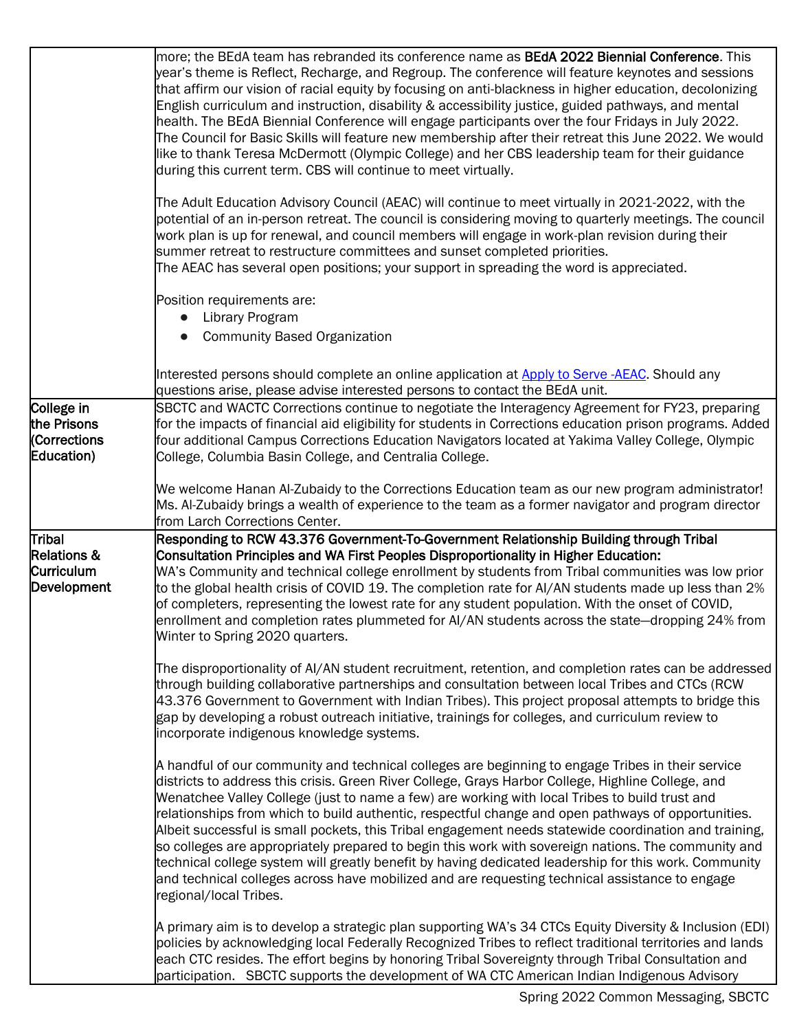| | |
|---|---|
| | more; the BEdA team has rebranded its conference name as **BEdA 2022 Biennial Conference**. This year's theme is Reflect, Recharge, and Regroup. The conference will feature keynotes and sessions that affirm our vision of racial equity by focusing on anti-blackness in higher education, decolonizing English curriculum and instruction, disability & accessibility justice, guided pathways, and mental health. The BEdA Biennial Conference will engage participants over the four Fridays in July 2022.<br>The Council for Basic Skills will feature new membership after their retreat this June 2022. We would like to thank Teresa McDermott (Olympic College) and her CBS leadership team for their guidance during this current term. CBS will continue to meet virtually.<br><br>The Adult Education Advisory Council (AEAC) will continue to meet virtually in 2021-2022, with the potential of an in-person retreat. The council is considering moving to quarterly meetings. The council work plan is up for renewal, and council members will engage in work-plan revision during their summer retreat to restructure committees and sunset completed priorities.<br>The AEAC has several open positions; your support in spreading the word is appreciated.<br><br>Position requirements are:<br>● Library Program<br>● Community Based Organization<br><br>Interested persons should complete an online application at Apply to Serve -AEAC. Should any questions arise, please advise interested persons to contact the BEdA unit. |
| College in the Prisons (Corrections Education) | SBCTC and WACTC Corrections continue to negotiate the Interagency Agreement for FY23, preparing for the impacts of financial aid eligibility for students in Corrections education prison programs. Added four additional Campus Corrections Education Navigators located at Yakima Valley College, Olympic College, Columbia Basin College, and Centralia College.<br><br>We welcome Hanan Al-Zubaidy to the Corrections Education team as our new program administrator! Ms. Al-Zubaidy brings a wealth of experience to the team as a former navigator and program director from Larch Corrections Center. |
| Tribal Relations & Curriculum Development | **Responding to RCW 43.376 Government-To-Government Relationship Building through Tribal Consultation Principles and WA First Peoples Disproportionality in Higher Education:**<br>WA's Community and technical college enrollment by students from Tribal communities was low prior to the global health crisis of COVID 19. The completion rate for AI/AN students made up less than 2% of completers, representing the lowest rate for any student population. With the onset of COVID, enrollment and completion rates plummeted for AI/AN students across the state—dropping 24% from Winter to Spring 2020 quarters.<br><br>The disproportionality of AI/AN student recruitment, retention, and completion rates can be addressed through building collaborative partnerships and consultation between local Tribes and CTCs (RCW 43.376 Government to Government with Indian Tribes). This project proposal attempts to bridge this gap by developing a robust outreach initiative, trainings for colleges, and curriculum review to incorporate indigenous knowledge systems.<br><br>A handful of our community and technical colleges are beginning to engage Tribes in their service districts to address this crisis. Green River College, Grays Harbor College, Highline College, and Wenatchee Valley College (just to name a few) are working with local Tribes to build trust and relationships from which to build authentic, respectful change and open pathways of opportunities. Albeit successful is small pockets, this Tribal engagement needs statewide coordination and training, so colleges are appropriately prepared to begin this work with sovereign nations. The community and technical college system will greatly benefit by having dedicated leadership for this work. Community and technical colleges across have mobilized and are requesting technical assistance to engage regional/local Tribes.<br><br>A primary aim is to develop a strategic plan supporting WA's 34 CTCs Equity Diversity & Inclusion (EDI) policies by acknowledging local Federally Recognized Tribes to reflect traditional territories and lands each CTC resides. The effort begins by honoring Tribal Sovereignty through Tribal Consultation and participation. SBCTC supports the development of WA CTC American Indian Indigenous Advisory |

Spring 2022 Common Messaging, SBCTC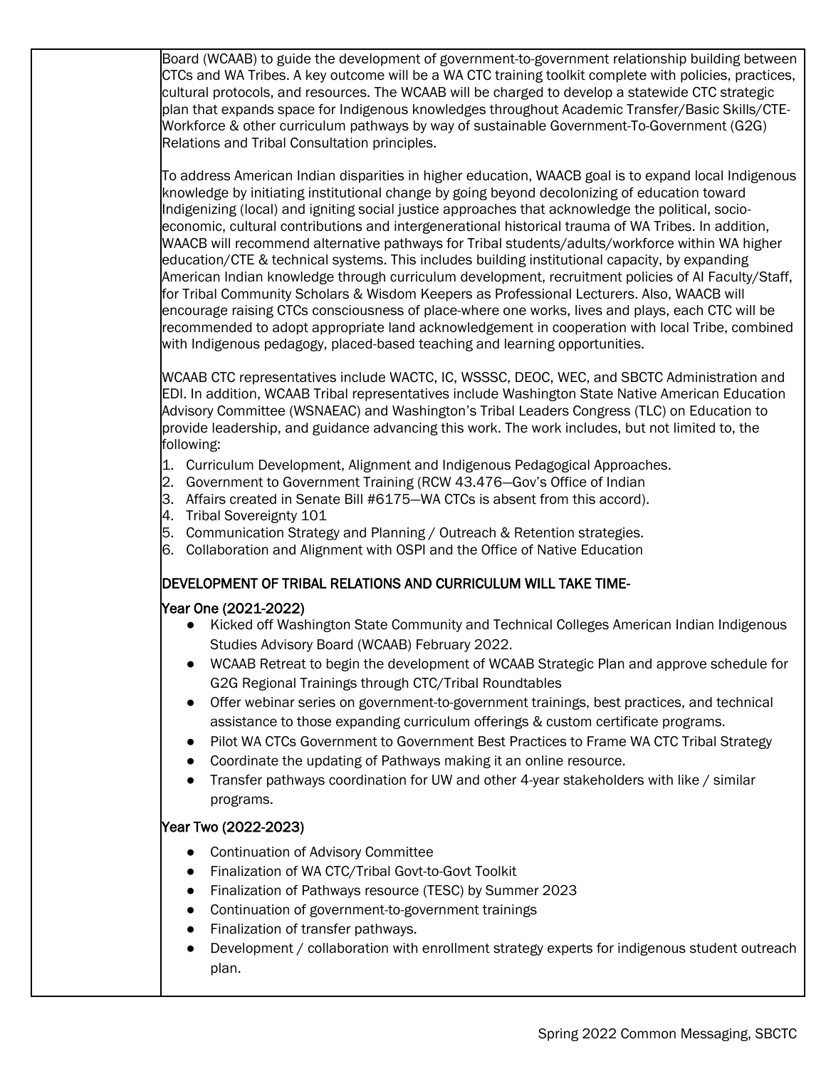| | Board (WCAAB) to guide the development of government-to-government relationship building between CTCs and WA Tribes. A key outcome will be a WA CTC training toolkit complete with policies, practices, cultural protocols, and resources. The WCAAB will be charged to develop a statewide CTC strategic plan that expands space for Indigenous knowledges throughout Academic Transfer/Basic Skills/CTE-Workforce & other curriculum pathways by way of sustainable Government-To-Government (G2G) Relations and Tribal Consultation principles.<br><br>To address American Indian disparities in higher education, WAACB goal is to expand local Indigenous knowledge by initiating institutional change by going beyond decolonizing of education toward Indigenizing (local) and igniting social justice approaches that acknowledge the political, socio-economic, cultural contributions and intergenerational historical trauma of WA Tribes. In addition, WAACB will recommend alternative pathways for Tribal students/adults/workforce within WA higher education/CTE & technical systems. This includes building institutional capacity, by expanding American Indian knowledge through curriculum development, recruitment policies of AI Faculty/Staff, for Tribal Community Scholars & Wisdom Keepers as Professional Lecturers. Also, WAACB will encourage raising CTCs consciousness of place-where one works, lives and plays, each CTC will be recommended to adopt appropriate land acknowledgement in cooperation with local Tribe, combined with Indigenous pedagogy, placed-based teaching and learning opportunities.<br><br>WCAAB CTC representatives include WACTC, IC, WSSSC, DEOC, WEC, and SBCTC Administration and EDI. In addition, WCAAB Tribal representatives include Washington State Native American Education Advisory Committee (WSNAEAC) and Washington's Tribal Leaders Congress (TLC) on Education to provide leadership, and guidance advancing this work. The work includes, but not limited to, the following:<br>1. Curriculum Development, Alignment and Indigenous Pedagogical Approaches.<br>2. Government to Government Training (RCW 43.476—Gov's Office of Indian<br>3. Affairs created in Senate Bill #6175—WA CTCs is absent from this accord).<br>4. Tribal Sovereignty 101<br>5. Communication Strategy and Planning / Outreach & Retention strategies.<br>6. Collaboration and Alignment with OSPI and the Office of Native Education<br><br>DEVELOPMENT OF TRIBAL RELATIONS AND CURRICULUM WILL TAKE TIME-<br><br>Year One (2021-2022)<br>● Kicked off Washington State Community and Technical Colleges American Indian Indigenous Studies Advisory Board (WCAAB) February 2022.<br>● WCAAB Retreat to begin the development of WCAAB Strategic Plan and approve schedule for G2G Regional Trainings through CTC/Tribal Roundtables<br>● Offer webinar series on government-to-government trainings, best practices, and technical assistance to those expanding curriculum offerings & custom certificate programs.<br>● Pilot WA CTCs Government to Government Best Practices to Frame WA CTC Tribal Strategy<br>● Coordinate the updating of Pathways making it an online resource.<br>● Transfer pathways coordination for UW and other 4-year stakeholders with like / similar programs.<br><br>Year Two (2022-2023)<br>● Continuation of Advisory Committee<br>● Finalization of WA CTC/Tribal Govt-to-Govt Toolkit<br>● Finalization of Pathways resource (TESC) by Summer 2023<br>● Continuation of government-to-government trainings<br>● Finalization of transfer pathways.<br>● Development / collaboration with enrollment strategy experts for indigenous student outreach plan. |
|---|---|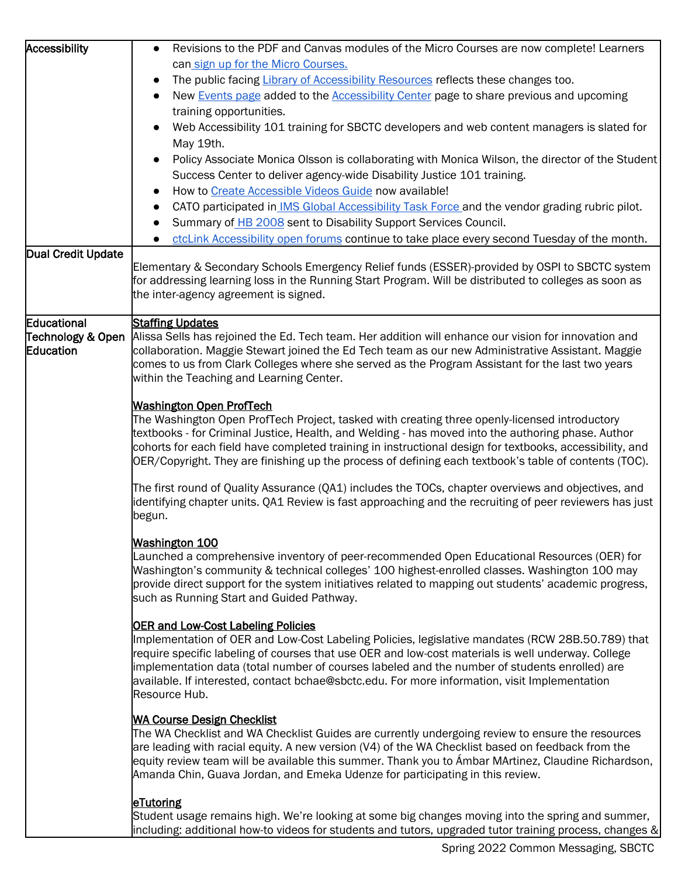| | |
|---|---|
| Accessibility | • Revisions to the PDF and Canvas modules of the Micro Courses are now complete! Learners can sign up for the Micro Courses. <br> • The public facing Library of Accessibility Resources reflects these changes too. <br> • New Events page added to the Accessibility Center page to share previous and upcoming training opportunities. <br> • Web Accessibility 101 training for SBCTC developers and web content managers is slated for May 19th. <br> • Policy Associate Monica Olsson is collaborating with Monica Wilson, the director of the Student Success Center to deliver agency-wide Disability Justice 101 training. <br> • How to Create Accessible Videos Guide now available! <br> • CATO participated in IMS Global Accessibility Task Force and the vendor grading rubric pilot. <br> • Summary of HB 2008 sent to Disability Support Services Council. <br> • ctcLink Accessibility open forums continue to take place every second Tuesday of the month. |
| Dual Credit Update | Elementary & Secondary Schools Emergency Relief funds (ESSER)-provided by OSPI to SBCTC system for addressing learning loss in the Running Start Program. Will be distributed to colleges as soon as the inter-agency agreement is signed. |
| Educational Technology & Open Education | **Staffing Updates** <br> Alissa Sells has rejoined the Ed. Tech team. Her addition will enhance our vision for innovation and collaboration. Maggie Stewart joined the Ed Tech team as our new Administrative Assistant. Maggie comes to us from Clark Colleges where she served as the Program Assistant for the last two years within the Teaching and Learning Center. <br><br> **Washington Open ProfTech** <br> The Washington Open ProfTech Project, tasked with creating three openly-licensed introductory textbooks - for Criminal Justice, Health, and Welding - has moved into the authoring phase. Author cohorts for each field have completed training in instructional design for textbooks, accessibility, and OER/Copyright. They are finishing up the process of defining each textbook's table of contents (TOC). <br><br> The first round of Quality Assurance (QA1) includes the TOCs, chapter overviews and objectives, and identifying chapter units. QA1 Review is fast approaching and the recruiting of peer reviewers has just begun. <br><br> **Washington 100** <br> Launched a comprehensive inventory of peer-recommended Open Educational Resources (OER) for Washington's community & technical colleges' 100 highest-enrolled classes. Washington 100 may provide direct support for the system initiatives related to mapping out students' academic progress, such as Running Start and Guided Pathway. <br><br> **OER and Low-Cost Labeling Policies** <br> Implementation of OER and Low-Cost Labeling Policies, legislative mandates (RCW 28B.50.789) that require specific labeling of courses that use OER and low-cost materials is well underway. College implementation data (total number of courses labeled and the number of students enrolled) are available. If interested, contact bchae@sbctc.edu. For more information, visit Implementation Resource Hub. <br><br> **WA Course Design Checklist** <br> The WA Checklist and WA Checklist Guides are currently undergoing review to ensure the resources are leading with racial equity. A new version (V4) of the WA Checklist based on feedback from the equity review team will be available this summer. Thank you to Ámbar MArtinez, Claudine Richardson, Amanda Chin, Guava Jordan, and Emeka Udenze for participating in this review. <br><br> **eTutoring** <br> Student usage remains high. We're looking at some big changes moving into the spring and summer, including: additional how-to videos for students and tutors, upgraded tutor training process, changes & |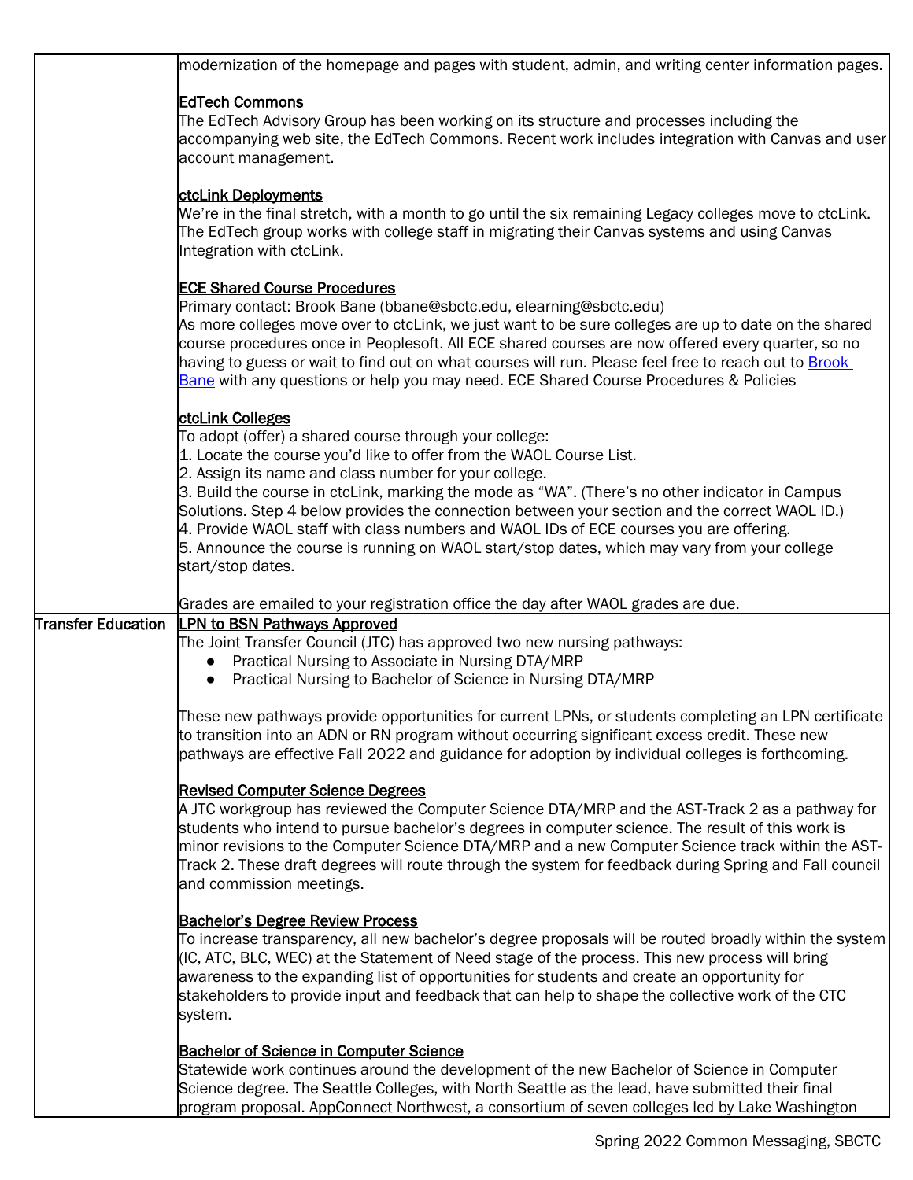| | |
|---|---|
| | modernization of the homepage and pages with student, admin, and writing center information pages.<br><br>**EdTech Commons**<br>The EdTech Advisory Group has been working on its structure and processes including the accompanying web site, the EdTech Commons. Recent work includes integration with Canvas and user account management.<br><br>**ctcLink Deployments**<br>We're in the final stretch, with a month to go until the six remaining Legacy colleges move to ctcLink. The EdTech group works with college staff in migrating their Canvas systems and using Canvas Integration with ctcLink.<br><br>**ECE Shared Course Procedures**<br>Primary contact: Brook Bane (bbane@sbctc.edu, elearning@sbctc.edu)<br>As more colleges move over to ctcLink, we just want to be sure colleges are up to date on the shared course procedures once in Peoplesoft. All ECE shared courses are now offered every quarter, so no having to guess or wait to find out on what courses will run. Please feel free to reach out to Brook Bane with any questions or help you may need. ECE Shared Course Procedures & Policies<br><br>**ctcLink Colleges**<br>To adopt (offer) a shared course through your college:<br>1. Locate the course you'd like to offer from the WAOL Course List.<br>2. Assign its name and class number for your college.<br>3. Build the course in ctcLink, marking the mode as "WA". (There's no other indicator in Campus Solutions. Step 4 below provides the connection between your section and the correct WAOL ID.)<br>4. Provide WAOL staff with class numbers and WAOL IDs of ECE courses you are offering.<br>5. Announce the course is running on WAOL start/stop dates, which may vary from your college start/stop dates.<br><br>Grades are emailed to your registration office the day after WAOL grades are due. |
| Transfer Education | **LPN to BSN Pathways Approved**<br>The Joint Transfer Council (JTC) has approved two new nursing pathways:<br>• Practical Nursing to Associate in Nursing DTA/MRP<br>• Practical Nursing to Bachelor of Science in Nursing DTA/MRP<br><br>These new pathways provide opportunities for current LPNs, or students completing an LPN certificate to transition into an ADN or RN program without occurring significant excess credit. These new pathways are effective Fall 2022 and guidance for adoption by individual colleges is forthcoming.<br><br>**Revised Computer Science Degrees**<br>A JTC workgroup has reviewed the Computer Science DTA/MRP and the AST-Track 2 as a pathway for students who intend to pursue bachelor's degrees in computer science. The result of this work is minor revisions to the Computer Science DTA/MRP and a new Computer Science track within the AST-Track 2. These draft degrees will route through the system for feedback during Spring and Fall council and commission meetings.<br><br>**Bachelor's Degree Review Process**<br>To increase transparency, all new bachelor's degree proposals will be routed broadly within the system (IC, ATC, BLC, WEC) at the Statement of Need stage of the process. This new process will bring awareness to the expanding list of opportunities for students and create an opportunity for stakeholders to provide input and feedback that can help to shape the collective work of the CTC system.<br><br>**Bachelor of Science in Computer Science**<br>Statewide work continues around the development of the new Bachelor of Science in Computer Science degree. The Seattle Colleges, with North Seattle as the lead, have submitted their final program proposal. AppConnect Northwest, a consortium of seven colleges led by Lake Washington |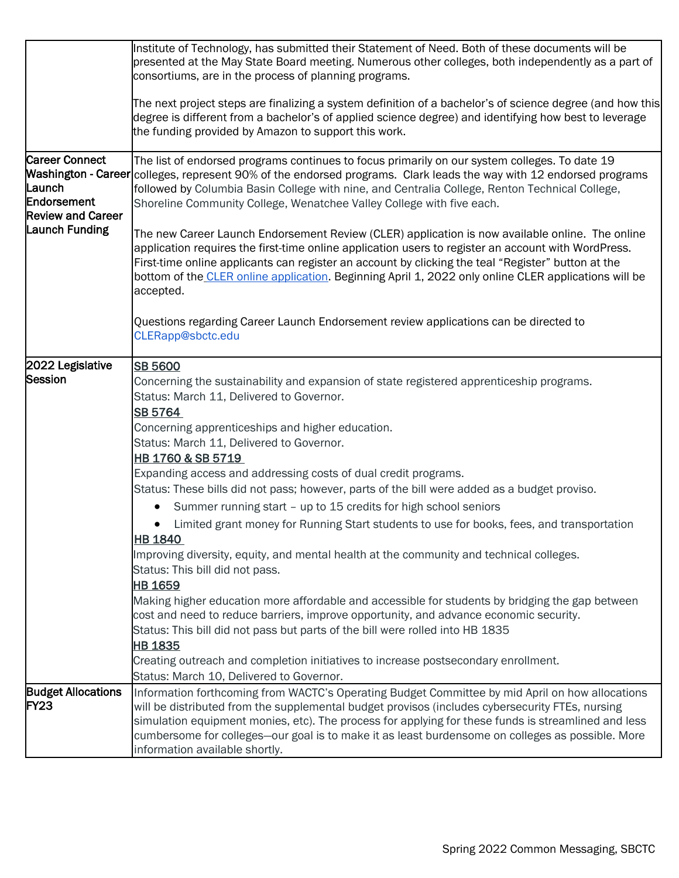| | |
|---|---|
| | Institute of Technology, has submitted their Statement of Need. Both of these documents will be presented at the May State Board meeting. Numerous other colleges, both independently as a part of consortiums, are in the process of planning programs.<br><br>The next project steps are finalizing a system definition of a bachelor's of science degree (and how this degree is different from a bachelor's of applied science degree) and identifying how best to leverage the funding provided by Amazon to support this work. |
| **Career Connect Washington - Career Launch Endorsement Review and Career Launch Funding** | The list of endorsed programs continues to focus primarily on our system colleges. To date 19 colleges, represent 90% of the endorsed programs. Clark leads the way with 12 endorsed programs followed by Columbia Basin College with nine, and Centralia College, Renton Technical College, Shoreline Community College, Wenatchee Valley College with five each.<br><br>The new Career Launch Endorsement Review (CLER) application is now available online. The online application requires the first-time online application users to register an account with WordPress. First-time online applicants can register an account by clicking the teal "Register" button at the bottom of the CLER online application. Beginning April 1, 2022 only online CLER applications will be accepted.<br><br>Questions regarding Career Launch Endorsement review applications can be directed to CLERapp@sbctc.edu |
| **2022 Legislative Session** | **SB 5600**<br>Concerning the sustainability and expansion of state registered apprenticeship programs.<br>Status: March 11, Delivered to Governor.<br>**SB 5764**<br>Concerning apprenticeships and higher education.<br>Status: March 11, Delivered to Governor.<br>**HB 1760 & SB 5719**<br>Expanding access and addressing costs of dual credit programs.<br>Status: These bills did not pass; however, parts of the bill were added as a budget proviso.<br>• Summer running start – up to 15 credits for high school seniors<br>• Limited grant money for Running Start students to use for books, fees, and transportation<br>**HB 1840**<br>Improving diversity, equity, and mental health at the community and technical colleges.<br>Status: This bill did not pass.<br>**HB 1659**<br>Making higher education more affordable and accessible for students by bridging the gap between cost and need to reduce barriers, improve opportunity, and advance economic security.<br>Status: This bill did not pass but parts of the bill were rolled into HB 1835<br>**HB 1835**<br>Creating outreach and completion initiatives to increase postsecondary enrollment.<br>Status: March 10, Delivered to Governor. |
| **Budget Allocations FY23** | Information forthcoming from WACTC's Operating Budget Committee by mid April on how allocations will be distributed from the supplemental budget provisos (includes cybersecurity FTEs, nursing simulation equipment monies, etc). The process for applying for these funds is streamlined and less cumbersome for colleges—our goal is to make it as least burdensome on colleges as possible. More information available shortly. |